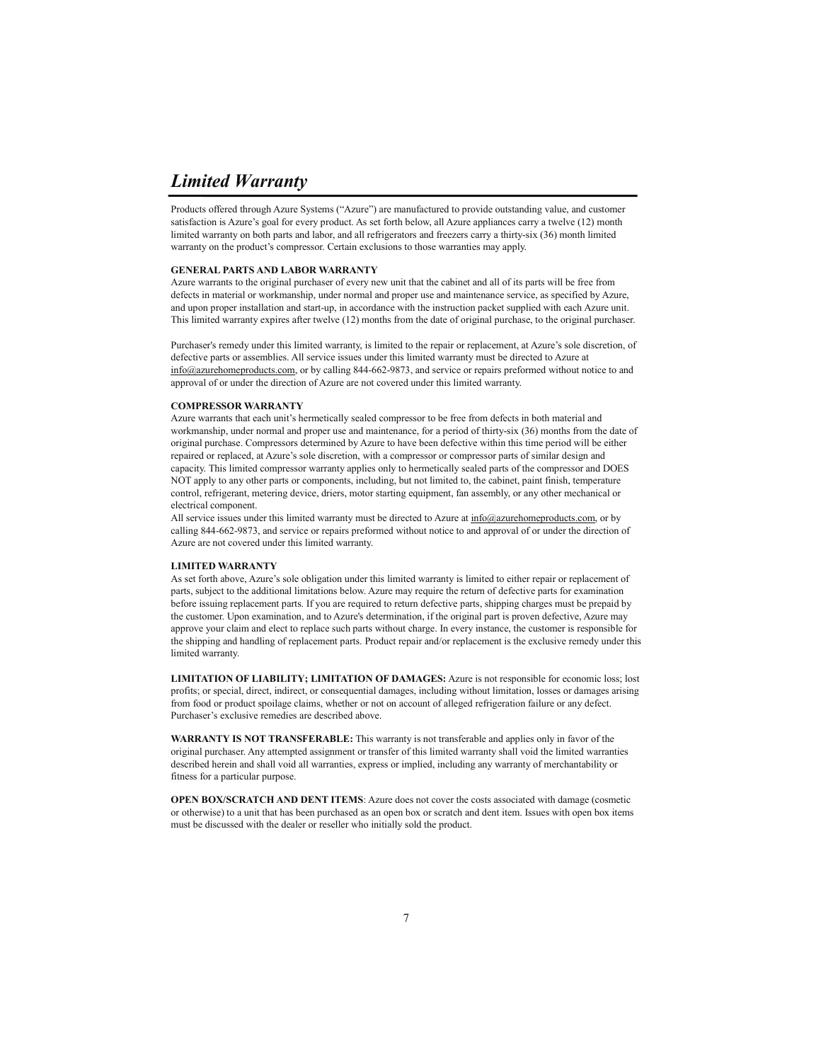# *Limited Warranty*

Products offered through Azure Systems ("Azure") are manufactured to provide outstanding value, and customer satisfaction is Azure's goal for every product. As set forth below, all Azure appliances carry a twelve (12) month limited warranty on both parts and labor, and all refrigerators and freezers carry a thirty-six (36) month limited warranty on the product's compressor. Certain exclusions to those warranties may apply.

**GENERAL PARTS AND LABOR WARRANTY**

Azure warrants to the original purchaser of every new unit that the cabinet and all of its parts will be free from defects in material or workmanship, under normal and proper use and maintenance service, as specified by Azure, and upon proper installation and start-up, in accordance with the instruction packet supplied with each Azure unit. This limited warranty expires after twelve (12) months from the date of original purchase, to the original purchaser.

Purchaser's remedy under this limited warranty, is limited to the repair or replacement, at Azure's sole discretion, of defective parts or assemblies. All service issues under this limited warranty must be directed to Azure at info@azurehomeproducts.com, or by calling 844-662-9873, and service or repairs preformed without notice to and approval of or under the direction of Azure are not covered under this limited warranty.

**COMPRESSOR WARRANTY**

Azure warrants that each unit's hermetically sealed compressor to be free from defects in both material and workmanship, under normal and proper use and maintenance, for a period of thirty-six (36) months from the date of original purchase. Compressors determined by Azure to have been defective within this time period will be either repaired or replaced, at Azure's sole discretion, with a compressor or compressor parts of similar design and capacity. This limited compressor warranty applies only to hermetically sealed parts of the compressor and DOES NOT apply to any other parts or components, including, but not limited to, the cabinet, paint finish, temperature control, refrigerant, metering device, driers, motor starting equipment, fan assembly, or any other mechanical or electrical component.

All service issues under this limited warranty must be directed to Azure at info@azurehomeproducts.com, or by calling 844-662-9873, and service or repairs preformed without notice to and approval of or under the direction of Azure are not covered under this limited warranty.

**LIMITED WARRANTY**

As set forth above, Azure's sole obligation under this limited warranty is limited to either repair or replacement of parts, subject to the additional limitations below. Azure may require the return of defective parts for examination before issuing replacement parts. If you are required to return defective parts, shipping charges must be prepaid by the customer. Upon examination, and to Azure's determination, if the original part is proven defective, Azure may approve your claim and elect to replace such parts without charge. In every instance, the customer is responsible for the shipping and handling of replacement parts. Product repair and/or replacement is the exclusive remedy under this limited warranty.

**LIMITATION OF LIABILITY; LIMITATION OF DAMAGES:** Azure is not responsible for economic loss; lost profits; or special, direct, indirect, or consequential damages, including without limitation, losses or damages arising from food or product spoilage claims, whether or not on account of alleged refrigeration failure or any defect. Purchaser's exclusive remedies are described above.

**WARRANTY IS NOT TRANSFERABLE:** This warranty is not transferable and applies only in favor of the original purchaser. Any attempted assignment or transfer of this limited warranty shall void the limited warranties described herein and shall void all warranties, express or implied, including any warranty of merchantability or fitness for a particular purpose.

**OPEN BOX/SCRATCH AND DENT ITEMS**: Azure does not cover the costs associated with damage (cosmetic or otherwise) to a unit that has been purchased as an open box or scratch and dent item. Issues with open box items must be discussed with the dealer or reseller who initially sold the product.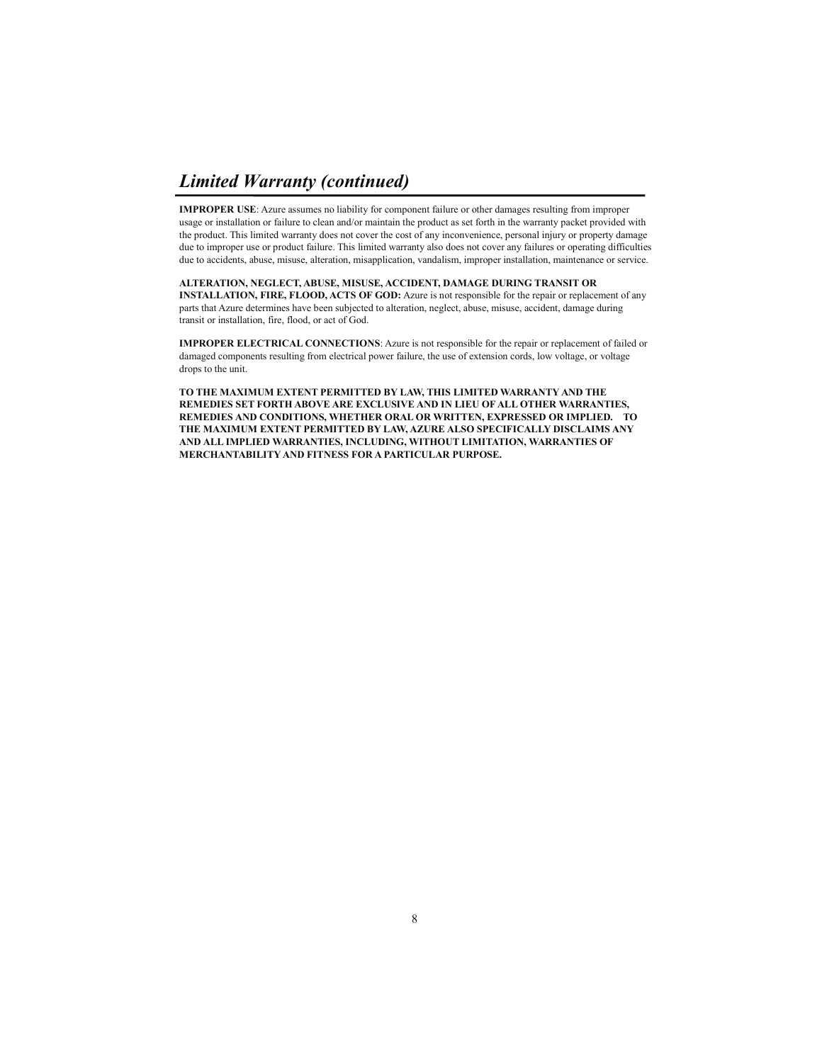## *Limited Warranty (continued)*

**IMPROPER USE**: Azure assumes no liability for component failure or other damages resulting from improper usage or installation or failure to clean and/or maintain the product as set forth in the warranty packet provided with the product. This limited warranty does not cover the cost of any inconvenience, personal injury or property damage due to improper use or product failure. This limited warranty also does not cover any failures or operating difficulties due to accidents, abuse, misuse, alteration, misapplication, vandalism, improper installation, maintenance or service.

**ALTERATION, NEGLECT, ABUSE, MISUSE, ACCIDENT, DAMAGE DURING TRANSIT OR INSTALLATION, FIRE, FLOOD, ACTS OF GOD:** Azure is not responsible for the repair or replacement of any parts that Azure determines have been subjected to alteration, neglect, abuse, misuse, accident, damage during transit or installation, fire, flood, or act of God.

**IMPROPER ELECTRICAL CONNECTIONS**: Azure is not responsible for the repair or replacement of failed or damaged components resulting from electrical power failure, the use of extension cords, low voltage, or voltage drops to the unit.

**TO THE MAXIMUM EXTENT PERMITTED BY LAW, THIS LIMITED WARRANTY AND THE REMEDIES SET FORTH ABOVE ARE EXCLUSIVE AND IN LIEU OF ALL OTHER WARRANTIES, REMEDIES AND CONDITIONS, WHETHER ORAL OR WRITTEN, EXPRESSED OR IMPLIED. TO THE MAXIMUM EXTENT PERMITTED BY LAW, AZURE ALSO SPECIFICALLY DISCLAIMS ANY AND ALL IMPLIED WARRANTIES, INCLUDING, WITHOUT LIMITATION, WARRANTIES OF MERCHANTABILITY AND FITNESS FOR A PARTICULAR PURPOSE.**